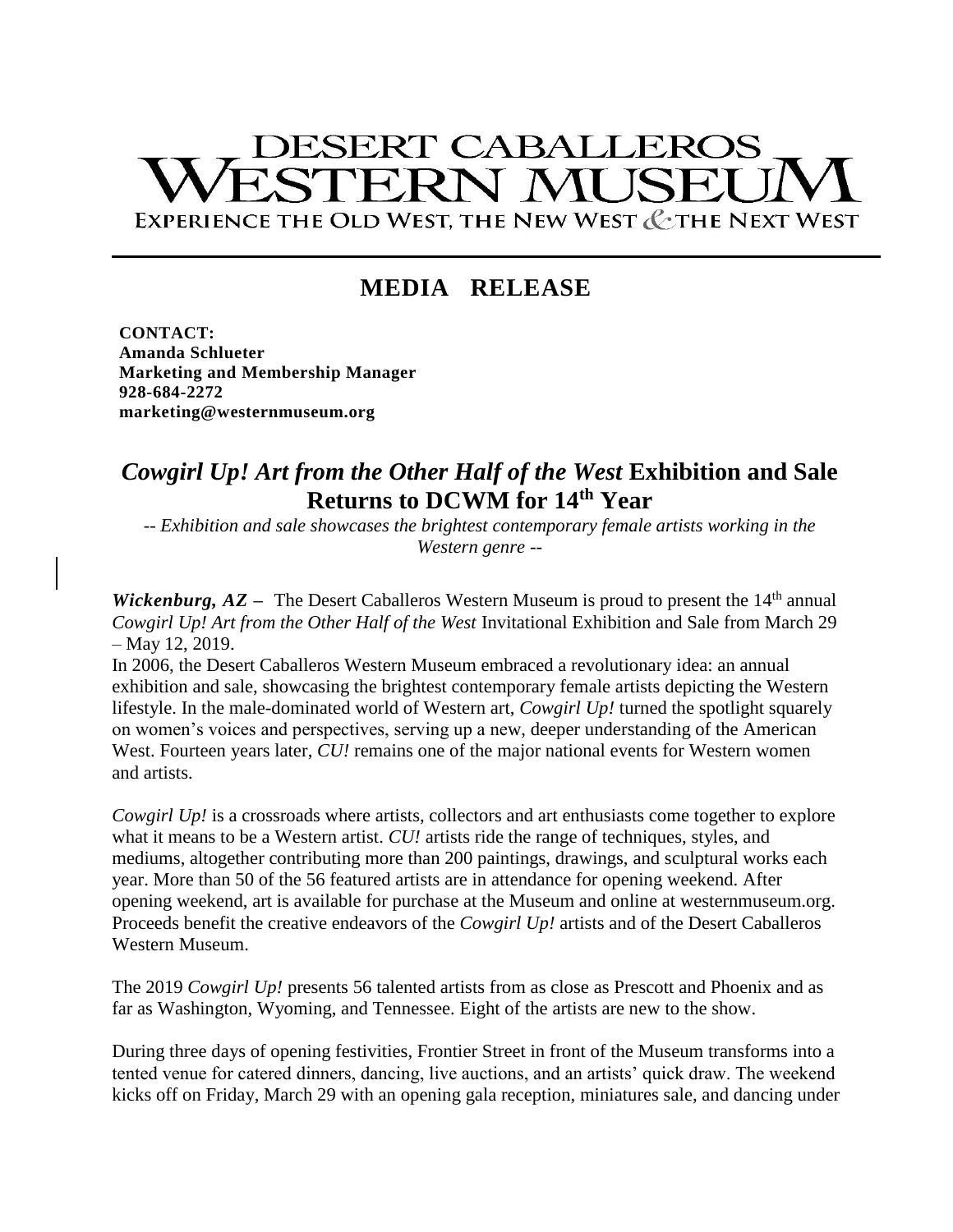# DESERT CABALLEROS WESTERN MUSEUM

EXPERIENCE THE OLD WEST, THE NEW WEST & THE NEXT WEST

## MEDIA RELEASE

**CONTACT:**
**Amanda Schlueter**
**Marketing and Membership Manager**
**928-684-2272**
**marketing@westernmuseum.org**

## *Cowgirl Up! Art from the Other Half of the West* Exhibition and Sale Returns to DCWM for 14th Year

*-- Exhibition and sale showcases the brightest contemporary female artists working in the Western genre --*

***Wickenburg, AZ –*** The Desert Caballeros Western Museum is proud to present the 14th annual *Cowgirl Up! Art from the Other Half of the West* Invitational Exhibition and Sale from March 29 – May 12, 2019.

In 2006, the Desert Caballeros Western Museum embraced a revolutionary idea: an annual exhibition and sale, showcasing the brightest contemporary female artists depicting the Western lifestyle. In the male-dominated world of Western art, *Cowgirl Up!* turned the spotlight squarely on women's voices and perspectives, serving up a new, deeper understanding of the American West. Fourteen years later, *CU!* remains one of the major national events for Western women and artists.

*Cowgirl Up!* is a crossroads where artists, collectors and art enthusiasts come together to explore what it means to be a Western artist. *CU!* artists ride the range of techniques, styles, and mediums, altogether contributing more than 200 paintings, drawings, and sculptural works each year. More than 50 of the 56 featured artists are in attendance for opening weekend. After opening weekend, art is available for purchase at the Museum and online at westernmuseum.org. Proceeds benefit the creative endeavors of the *Cowgirl Up!* artists and of the Desert Caballeros Western Museum.

The 2019 *Cowgirl Up!* presents 56 talented artists from as close as Prescott and Phoenix and as far as Washington, Wyoming, and Tennessee. Eight of the artists are new to the show.

During three days of opening festivities, Frontier Street in front of the Museum transforms into a tented venue for catered dinners, dancing, live auctions, and an artists' quick draw. The weekend kicks off on Friday, March 29 with an opening gala reception, miniatures sale, and dancing under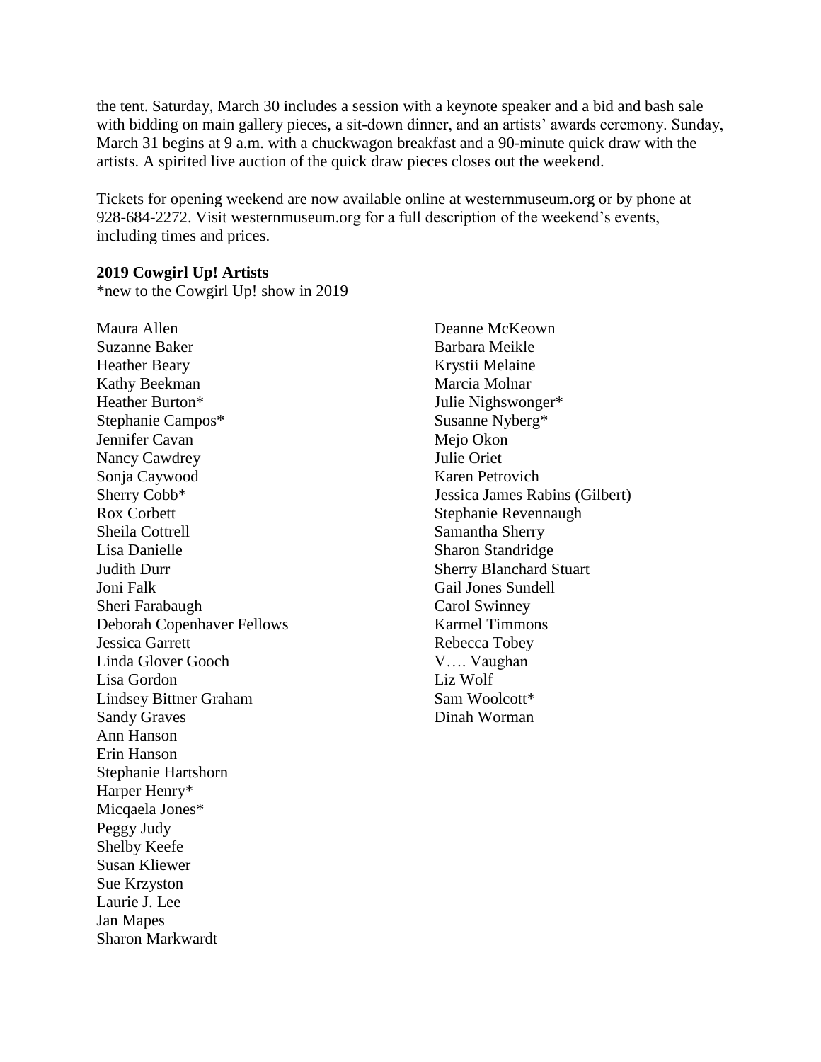the tent. Saturday, March 30 includes a session with a keynote speaker and a bid and bash sale with bidding on main gallery pieces, a sit-down dinner, and an artists' awards ceremony. Sunday, March 31 begins at 9 a.m. with a chuckwagon breakfast and a 90-minute quick draw with the artists. A spirited live auction of the quick draw pieces closes out the weekend.

Tickets for opening weekend are now available online at westernmuseum.org or by phone at 928-684-2272. Visit westernmuseum.org for a full description of the weekend's events, including times and prices.

**2019 Cowgirl Up! Artists**

*new to the Cowgirl Up! show in 2019

Maura Allen
Suzanne Baker
Heather Beary
Kathy Beekman
Heather Burton*
Stephanie Campos*
Jennifer Cavan
Nancy Cawdrey
Sonja Caywood
Sherry Cobb*
Rox Corbett
Sheila Cottrell
Lisa Danielle
Judith Durr
Joni Falk
Sheri Farabaugh
Deborah Copenhaver Fellows
Jessica Garrett
Linda Glover Gooch
Lisa Gordon
Lindsey Bittner Graham
Sandy Graves
Ann Hanson
Erin Hanson
Stephanie Hartshorn
Harper Henry*
Micqaela Jones*
Peggy Judy
Shelby Keefe
Susan Kliewer
Sue Krzyston
Laurie J. Lee
Jan Mapes
Sharon Markwardt
Deanne McKeown
Barbara Meikle
Krystii Melaine
Marcia Molnar
Julie Nighswonger*
Susanne Nyberg*
Mejo Okon
Julie Oriet
Karen Petrovich
Jessica James Rabins (Gilbert)
Stephanie Revennaugh
Samantha Sherry
Sharon Standridge
Sherry Blanchard Stuart
Gail Jones Sundell
Carol Swinney
Karmel Timmons
Rebecca Tobey
V…. Vaughan
Liz Wolf
Sam Woolcott*
Dinah Worman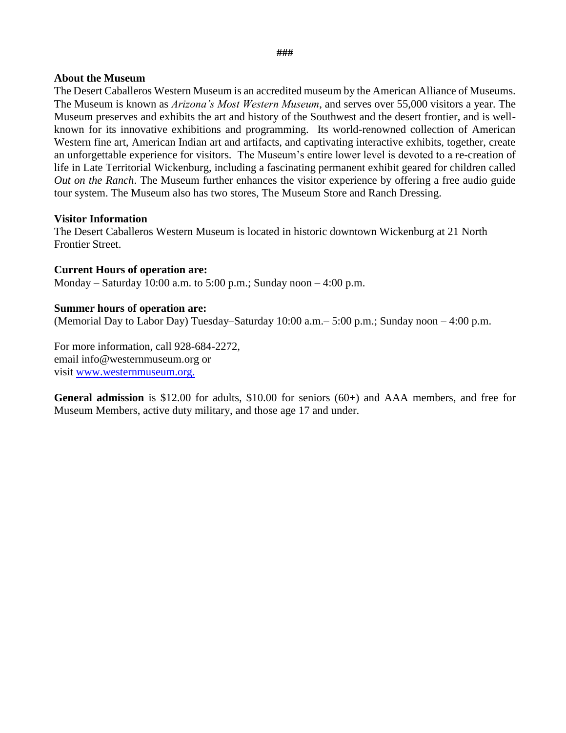###

**About the Museum**

The Desert Caballeros Western Museum is an accredited museum by the American Alliance of Museums. The Museum is known as *Arizona's Most Western Museum*, and serves over 55,000 visitors a year. The Museum preserves and exhibits the art and history of the Southwest and the desert frontier, and is well-known for its innovative exhibitions and programming. Its world-renowned collection of American Western fine art, American Indian art and artifacts, and captivating interactive exhibits, together, create an unforgettable experience for visitors. The Museum's entire lower level is devoted to a re-creation of life in Late Territorial Wickenburg, including a fascinating permanent exhibit geared for children called *Out on the Ranch*. The Museum further enhances the visitor experience by offering a free audio guide tour system. The Museum also has two stores, The Museum Store and Ranch Dressing.

**Visitor Information**

The Desert Caballeros Western Museum is located in historic downtown Wickenburg at 21 North Frontier Street.

**Current Hours of operation are:**

Monday – Saturday 10:00 a.m. to 5:00 p.m.; Sunday noon – 4:00 p.m.

**Summer hours of operation are:**

(Memorial Day to Labor Day) Tuesday–Saturday 10:00 a.m.– 5:00 p.m.; Sunday noon – 4:00 p.m.

For more information, call 928-684-2272,
email info@westernmuseum.org or
visit [www.westernmuseum.org.](http://www.westernmuseum.org)

**General admission** is $12.00 for adults, $10.00 for seniors (60+) and AAA members, and free for Museum Members, active duty military, and those age 17 and under.